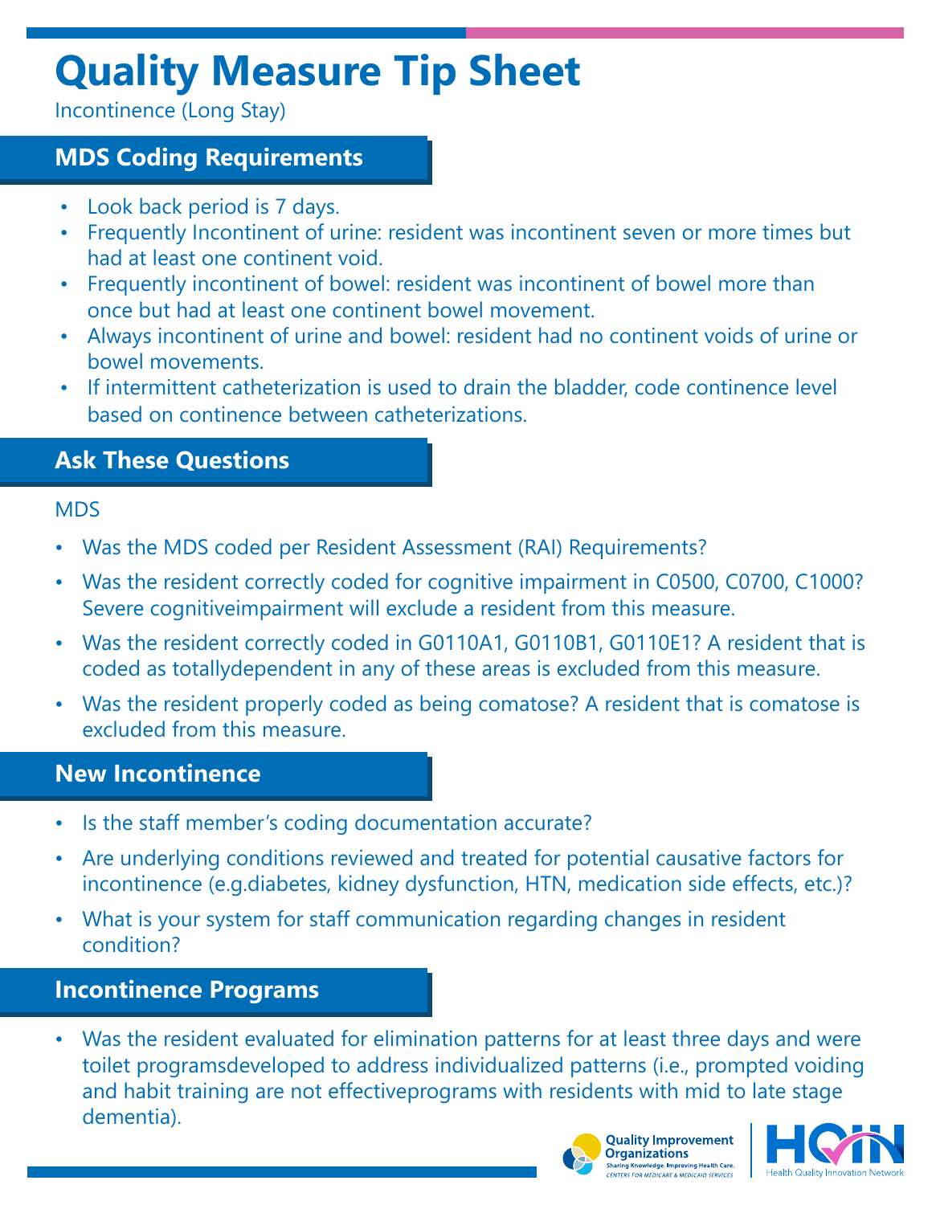# Quality Measure Tip Sheet

Incontinence (Long Stay)

## MDS Coding Requirements

- Look back period is 7 days.
- Frequently Incontinent of urine: resident was incontinent seven or more times but had at least one continent void.
- Frequently incontinent of bowel: resident was incontinent of bowel more than once but had at least one continent bowel movement.
- Always incontinent of urine and bowel: resident had no continent voids of urine or bowel movements.
- If intermittent catheterization is used to drain the bladder, code continence level based on continence between catheterizations.

## Ask These Questions

MDS

- Was the MDS coded per Resident Assessment (RAI) Requirements?
- Was the resident correctly coded for cognitive impairment in C0500, C0700, C1000? Severe cognitiveimpairment will exclude a resident from this measure.
- Was the resident correctly coded in G0110A1, G0110B1, G0110E1? A resident that is coded as totallydependent in any of these areas is excluded from this measure.
- Was the resident properly coded as being comatose? A resident that is comatose is excluded from this measure.

## New Incontinence

- Is the staff member's coding documentation accurate?
- Are underlying conditions reviewed and treated for potential causative factors for incontinence (e.g.diabetes, kidney dysfunction, HTN, medication side effects, etc.)?
- What is your system for staff communication regarding changes in resident condition?

## Incontinence Programs

- Was the resident evaluated for elimination patterns for at least three days and were toilet programsdeveloped to address individualized patterns (i.e., prompted voiding and habit training are not effectiveprograms with residents with mid to late stage dementia).

Quality Improvement Organizations
Sharing Knowledge. Improving Health Care.
CENTERS FOR MEDICARE & MEDICAID SERVICES

HQIN
Health Quality Innovation Network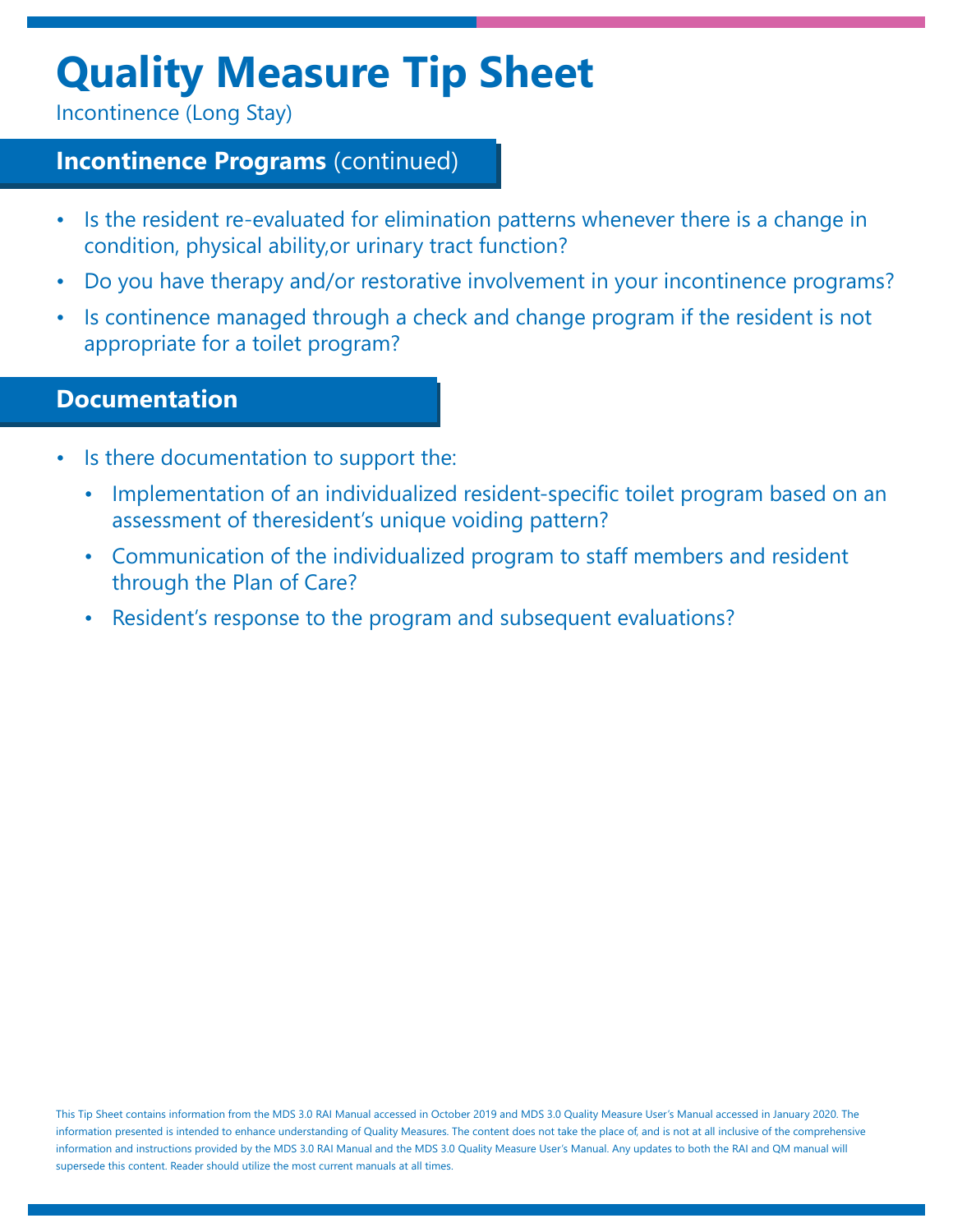# Quality Measure Tip Sheet

Incontinence (Long Stay)

## **Incontinence Programs** (continued)

- Is the resident re-evaluated for elimination patterns whenever there is a change in condition, physical ability,or urinary tract function?
- Do you have therapy and/or restorative involvement in your incontinence programs?
- Is continence managed through a check and change program if the resident is not appropriate for a toilet program?

## Documentation

- Is there documentation to support the:
  - Implementation of an individualized resident-specific toilet program based on an assessment of theresident's unique voiding pattern?
  - Communication of the individualized program to staff members and resident through the Plan of Care?
  - Resident's response to the program and subsequent evaluations?

This Tip Sheet contains information from the MDS 3.0 RAI Manual accessed in October 2019 and MDS 3.0 Quality Measure User's Manual accessed in January 2020. The information presented is intended to enhance understanding of Quality Measures. The content does not take the place of, and is not at all inclusive of the comprehensive information and instructions provided by the MDS 3.0 RAI Manual and the MDS 3.0 Quality Measure User's Manual. Any updates to both the RAI and QM manual will supersede this content. Reader should utilize the most current manuals at all times.